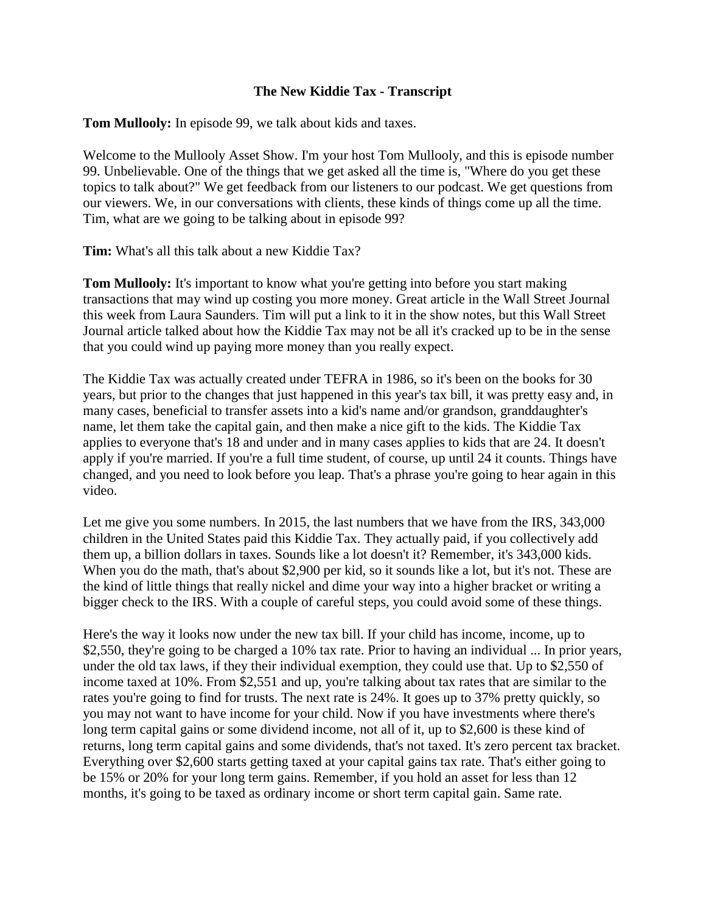# The New Kiddie Tax - Transcript

**Tom Mullooly:** In episode 99, we talk about kids and taxes.

Welcome to the Mullooly Asset Show. I'm your host Tom Mullooly, and this is episode number 99. Unbelievable. One of the things that we get asked all the time is, "Where do you get these topics to talk about?" We get feedback from our listeners to our podcast. We get questions from our viewers. We, in our conversations with clients, these kinds of things come up all the time. Tim, what are we going to be talking about in episode 99?

**Tim:** What's all this talk about a new Kiddie Tax?

**Tom Mullooly:** It's important to know what you're getting into before you start making transactions that may wind up costing you more money. Great article in the Wall Street Journal this week from Laura Saunders. Tim will put a link to it in the show notes, but this Wall Street Journal article talked about how the Kiddie Tax may not be all it's cracked up to be in the sense that you could wind up paying more money than you really expect.

The Kiddie Tax was actually created under TEFRA in 1986, so it's been on the books for 30 years, but prior to the changes that just happened in this year's tax bill, it was pretty easy and, in many cases, beneficial to transfer assets into a kid's name and/or grandson, granddaughter's name, let them take the capital gain, and then make a nice gift to the kids. The Kiddie Tax applies to everyone that's 18 and under and in many cases applies to kids that are 24. It doesn't apply if you're married. If you're a full time student, of course, up until 24 it counts. Things have changed, and you need to look before you leap. That's a phrase you're going to hear again in this video.

Let me give you some numbers. In 2015, the last numbers that we have from the IRS, 343,000 children in the United States paid this Kiddie Tax. They actually paid, if you collectively add them up, a billion dollars in taxes. Sounds like a lot doesn't it? Remember, it's 343,000 kids. When you do the math, that's about $2,900 per kid, so it sounds like a lot, but it's not. These are the kind of little things that really nickel and dime your way into a higher bracket or writing a bigger check to the IRS. With a couple of careful steps, you could avoid some of these things.

Here's the way it looks now under the new tax bill. If your child has income, income, up to $2,550, they're going to be charged a 10% tax rate. Prior to having an individual ... In prior years, under the old tax laws, if they their individual exemption, they could use that. Up to $2,550 of income taxed at 10%. From $2,551 and up, you're talking about tax rates that are similar to the rates you're going to find for trusts. The next rate is 24%. It goes up to 37% pretty quickly, so you may not want to have income for your child. Now if you have investments where there's long term capital gains or some dividend income, not all of it, up to $2,600 is these kind of returns, long term capital gains and some dividends, that's not taxed. It's zero percent tax bracket. Everything over $2,600 starts getting taxed at your capital gains tax rate. That's either going to be 15% or 20% for your long term gains. Remember, if you hold an asset for less than 12 months, it's going to be taxed as ordinary income or short term capital gain. Same rate.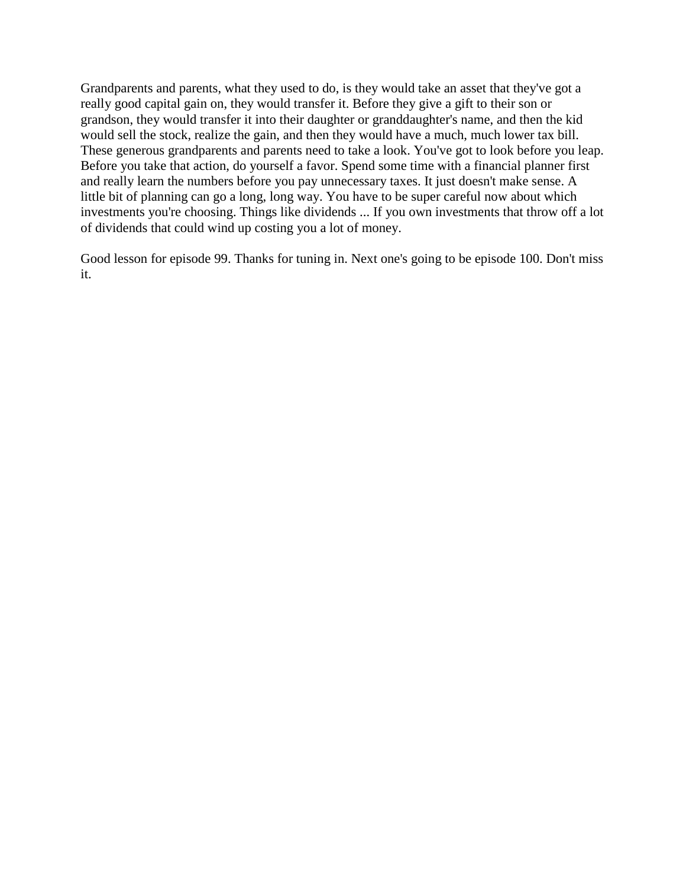Grandparents and parents, what they used to do, is they would take an asset that they've got a really good capital gain on, they would transfer it. Before they give a gift to their son or grandson, they would transfer it into their daughter or granddaughter's name, and then the kid would sell the stock, realize the gain, and then they would have a much, much lower tax bill. These generous grandparents and parents need to take a look. You've got to look before you leap. Before you take that action, do yourself a favor. Spend some time with a financial planner first and really learn the numbers before you pay unnecessary taxes. It just doesn't make sense. A little bit of planning can go a long, long way. You have to be super careful now about which investments you're choosing. Things like dividends ... If you own investments that throw off a lot of dividends that could wind up costing you a lot of money.

Good lesson for episode 99. Thanks for tuning in. Next one's going to be episode 100. Don't miss it.